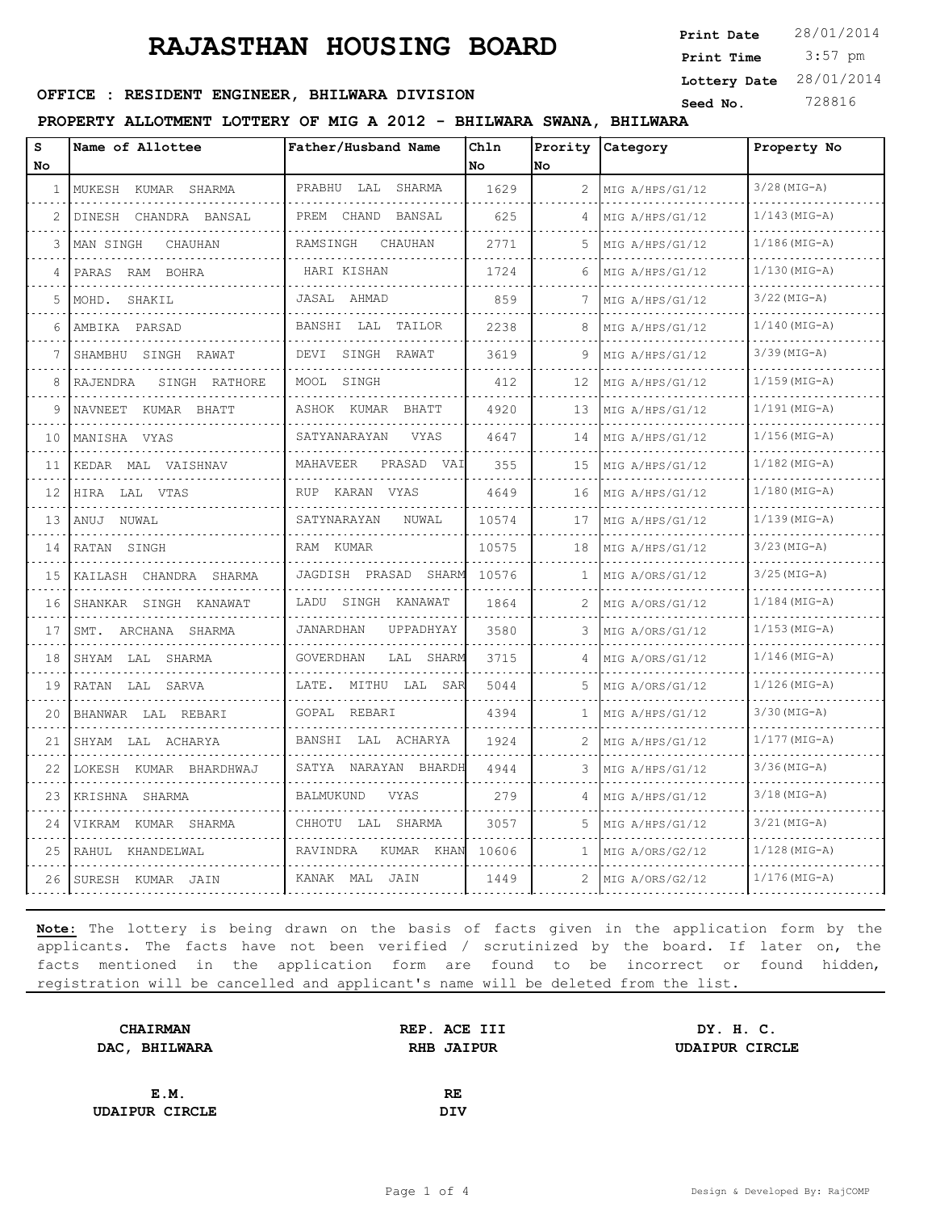# RAJASTHAN HOUSING BOARD

**Print Date** 28/01/2014
**Print Time** 3:57 pm
**Lottery Date** 28/01/2014
**Seed No.** 728816

**OFFICE : RESIDENT ENGINEER, BHILWARA DIVISION**

**PROPERTY ALLOTMENT LOTTERY OF MIG A 2012 - BHILWARA SWANA, BHILWARA**

| S No | Name of Allottee | Father/Husband Name | Chln No | Prority No | Category | Property No |
|---|---|---|---|---|---|---|
| 1 | MUKESH KUMAR SHARMA | PRABHU LAL SHARMA | 1629 | 2 | MIG A/HPS/G1/12 | 3/28(MIG-A) |
| 2 | DINESH CHANDRA BANSAL | PREM CHAND BANSAL | 625 | 4 | MIG A/HPS/G1/12 | 1/143(MIG-A) |
| 3 | MAN SINGH CHAUHAN | RAMSINGH CHAUHAN | 2771 | 5 | MIG A/HPS/G1/12 | 1/186(MIG-A) |
| 4 | PARAS RAM BOHRA | HARI KISHAN | 1724 | 6 | MIG A/HPS/G1/12 | 1/130(MIG-A) |
| 5 | MOHD. SHAKIL | JASAL AHMAD | 859 | 7 | MIG A/HPS/G1/12 | 3/22(MIG-A) |
| 6 | AMBIKA PARSAD | BANSHI LAL TAILOR | 2238 | 8 | MIG A/HPS/G1/12 | 1/140(MIG-A) |
| 7 | SHAMBHU SINGH RAWAT | DEVI SINGH RAWAT | 3619 | 9 | MIG A/HPS/G1/12 | 3/39(MIG-A) |
| 8 | RAJENDRA SINGH RATHORE | MOOL SINGH | 412 | 12 | MIG A/HPS/G1/12 | 1/159(MIG-A) |
| 9 | NAVNEET KUMAR BHATT | ASHOK KUMAR BHATT | 4920 | 13 | MIG A/HPS/G1/12 | 1/191(MIG-A) |
| 10 | MANISHA VYAS | SATYANARAYAN VYAS | 4647 | 14 | MIG A/HPS/G1/12 | 1/156(MIG-A) |
| 11 | KEDAR MAL VAISHNAV | MAHAVEER PRASAD VAI | 355 | 15 | MIG A/HPS/G1/12 | 1/182(MIG-A) |
| 12 | HIRA LAL VTAS | RUP KARAN VYAS | 4649 | 16 | MIG A/HPS/G1/12 | 1/180(MIG-A) |
| 13 | ANUJ NUWAL | SATYNARAYAN NUWAL | 10574 | 17 | MIG A/HPS/G1/12 | 1/139(MIG-A) |
| 14 | RATAN SINGH | RAM KUMAR | 10575 | 18 | MIG A/HPS/G1/12 | 3/23(MIG-A) |
| 15 | KAILASH CHANDRA SHARMA | JAGDISH PRASAD SHARM | 10576 | 1 | MIG A/ORS/G1/12 | 3/25(MIG-A) |
| 16 | SHANKAR SINGH KANAWAT | LADU SINGH KANAWAT | 1864 | 2 | MIG A/ORS/G1/12 | 1/184(MIG-A) |
| 17 | SMT. ARCHANA SHARMA | JANARDHAN UPPADHYAY | 3580 | 3 | MIG A/ORS/G1/12 | 1/153(MIG-A) |
| 18 | SHYAM LAL SHARMA | GOVERDHAN LAL SHARM | 3715 | 4 | MIG A/ORS/G1/12 | 1/146(MIG-A) |
| 19 | RATAN LAL SARVA | LATE. MITHU LAL SAR | 5044 | 5 | MIG A/ORS/G1/12 | 1/126(MIG-A) |
| 20 | BHANWAR LAL REBARI | GOPAL REBARI | 4394 | 1 | MIG A/HPS/G1/12 | 3/30(MIG-A) |
| 21 | SHYAM LAL ACHARYA | BANSHI LAL ACHARYA | 1924 | 2 | MIG A/HPS/G1/12 | 1/177(MIG-A) |
| 22 | LOKESH KUMAR BHARDHWAJ | SATYA NARAYAN BHARDH | 4944 | 3 | MIG A/HPS/G1/12 | 3/36(MIG-A) |
| 23 | KRISHNA SHARMA | BALMUKUND VYAS | 279 | 4 | MIG A/HPS/G1/12 | 3/18(MIG-A) |
| 24 | VIKRAM KUMAR SHARMA | CHHOTU LAL SHARMA | 3057 | 5 | MIG A/HPS/G1/12 | 3/21(MIG-A) |
| 25 | RAHUL KHANDELWAL | RAVINDRA KUMAR KHAN | 10606 | 1 | MIG A/ORS/G2/12 | 1/128(MIG-A) |
| 26 | SURESH KUMAR JAIN | KANAK MAL JAIN | 1449 | 2 | MIG A/ORS/G2/12 | 1/176(MIG-A) |

**Note:** The lottery is being drawn on the basis of facts given in the application form by the applicants. The facts have not been verified / scrutinized by the board. If later on, the facts mentioned in the application form are found to be incorrect or found hidden, registration will be cancelled and applicant's name will be deleted from the list.

**CHAIRMAN**
**DAC, BHILWARA**

**REP. ACE III**
**RHB JAIPUR**

**DY. H. C.**
**UDAIPUR CIRCLE**

**E.M.**
**UDAIPUR CIRCLE**

**RE**
**DIV**

Design & Developed By: RajCOMP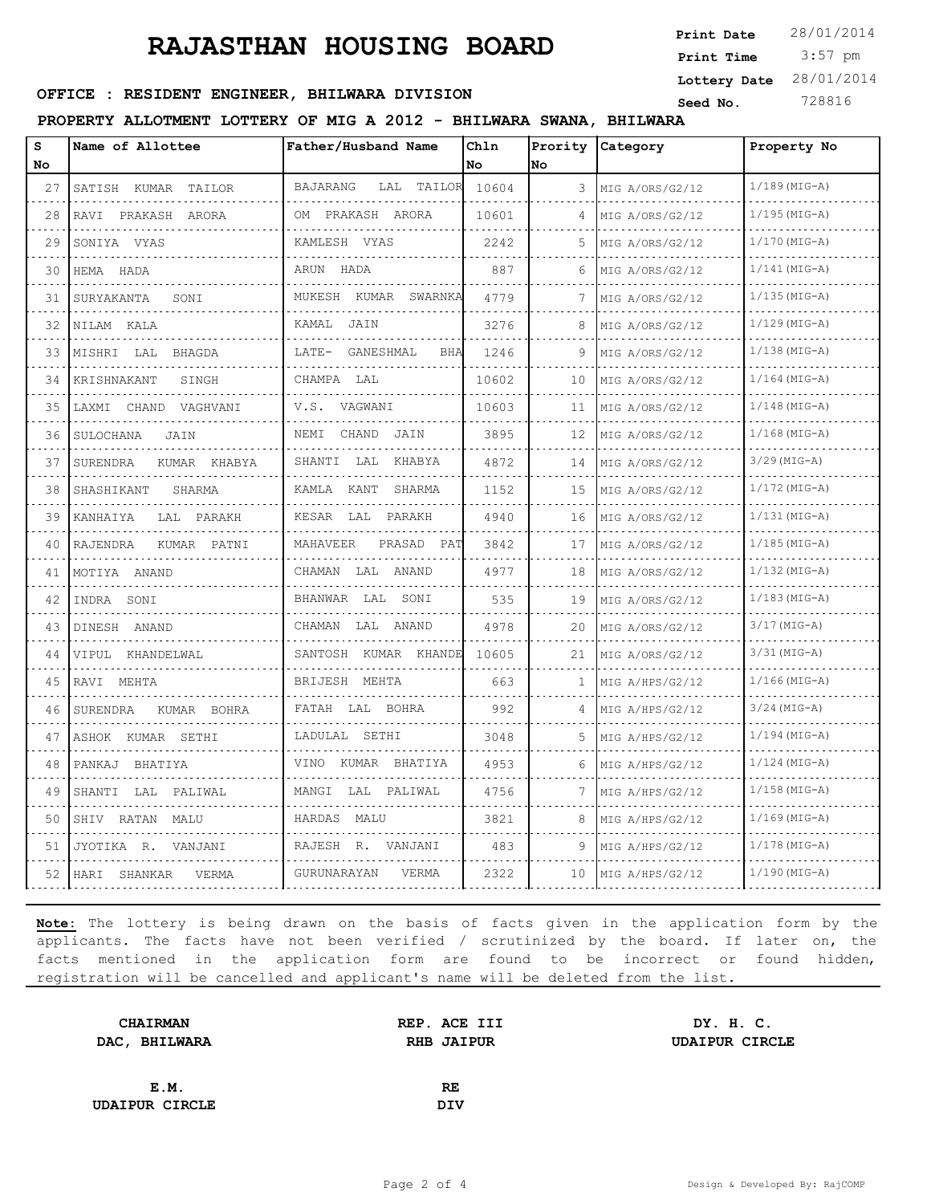# RAJASTHAN HOUSING BOARD

**Print Date** 28/01/2014
**Print Time** 3:57 pm
**Lottery Date** 28/01/2014
**Seed No.** 728816

**OFFICE : RESIDENT ENGINEER, BHILWARA DIVISION**

**PROPERTY ALLOTMENT LOTTERY OF MIG A 2012 - BHILWARA SWANA, BHILWARA**

| S No | Name of Allottee | Father/Husband Name | Chln No | Prority No | Category | Property No |
|---|---|---|---|---|---|---|
| 27 | SATISH KUMAR TAILOR | BAJARANG LAL TAILOR | 10604 | 3 | MIG A/ORS/G2/12 | 1/189(MIG-A) |
| 28 | RAVI PRAKASH ARORA | OM PRAKASH ARORA | 10601 | 4 | MIG A/ORS/G2/12 | 1/195(MIG-A) |
| 29 | SONIYA VYAS | KAMLESH VYAS | 2242 | 5 | MIG A/ORS/G2/12 | 1/170(MIG-A) |
| 30 | HEMA HADA | ARUN HADA | 887 | 6 | MIG A/ORS/G2/12 | 1/141(MIG-A) |
| 31 | SURYAKANTA SONI | MUKESH KUMAR SWARNKA | 4779 | 7 | MIG A/ORS/G2/12 | 1/135(MIG-A) |
| 32 | NILAM KALA | KAMAL JAIN | 3276 | 8 | MIG A/ORS/G2/12 | 1/129(MIG-A) |
| 33 | MISHRI LAL BHAGDA | LATE- GANESHMAL BHA | 1246 | 9 | MIG A/ORS/G2/12 | 1/138(MIG-A) |
| 34 | KRISHNAKANT SINGH | CHAMPA LAL | 10602 | 10 | MIG A/ORS/G2/12 | 1/164(MIG-A) |
| 35 | LAXMI CHAND VAGHVANI | V.S. VAGWANI | 10603 | 11 | MIG A/ORS/G2/12 | 1/148(MIG-A) |
| 36 | SULOCHANA JAIN | NEMI CHAND JAIN | 3895 | 12 | MIG A/ORS/G2/12 | 1/168(MIG-A) |
| 37 | SURENDRA KUMAR KHABYA | SHANTI LAL KHABYA | 4872 | 14 | MIG A/ORS/G2/12 | 3/29(MIG-A) |
| 38 | SHASHIKANT SHARMA | KAMLA KANT SHARMA | 1152 | 15 | MIG A/ORS/G2/12 | 1/172(MIG-A) |
| 39 | KANHAIYA LAL PARAKH | KESAR LAL PARAKH | 4940 | 16 | MIG A/ORS/G2/12 | 1/131(MIG-A) |
| 40 | RAJENDRA KUMAR PATNI | MAHAVEER PRASAD PAT | 3842 | 17 | MIG A/ORS/G2/12 | 1/185(MIG-A) |
| 41 | MOTIYA ANAND | CHAMAN LAL ANAND | 4977 | 18 | MIG A/ORS/G2/12 | 1/132(MIG-A) |
| 42 | INDRA SONI | BHANWAR LAL SONI | 535 | 19 | MIG A/ORS/G2/12 | 1/183(MIG-A) |
| 43 | DINESH ANAND | CHAMAN LAL ANAND | 4978 | 20 | MIG A/ORS/G2/12 | 3/17(MIG-A) |
| 44 | VIPUL KHANDELWAL | SANTOSH KUMAR KHANDE | 10605 | 21 | MIG A/ORS/G2/12 | 3/31(MIG-A) |
| 45 | RAVI MEHTA | BRIJESH MEHTA | 663 | 1 | MIG A/HPS/G2/12 | 1/166(MIG-A) |
| 46 | SURENDRA KUMAR BOHRA | FATAH LAL BOHRA | 992 | 4 | MIG A/HPS/G2/12 | 3/24(MIG-A) |
| 47 | ASHOK KUMAR SETHI | LADULAL SETHI | 3048 | 5 | MIG A/HPS/G2/12 | 1/194(MIG-A) |
| 48 | PANKAJ BHATIYA | VINO KUMAR BHATIYA | 4953 | 6 | MIG A/HPS/G2/12 | 1/124(MIG-A) |
| 49 | SHANTI LAL PALIWAL | MANGI LAL PALIWAL | 4756 | 7 | MIG A/HPS/G2/12 | 1/158(MIG-A) |
| 50 | SHIV RATAN MALU | HARDAS MALU | 3821 | 8 | MIG A/HPS/G2/12 | 1/169(MIG-A) |
| 51 | JYOTIKA R. VANJANI | RAJESH R. VANJANI | 483 | 9 | MIG A/HPS/G2/12 | 1/178(MIG-A) |
| 52 | HARI SHANKAR VERMA | GURUNARAYAN VERMA | 2322 | 10 | MIG A/HPS/G2/12 | 1/190(MIG-A) |

**Note:** The lottery is being drawn on the basis of facts given in the application form by the applicants. The facts have not been verified / scrutinized by the board. If later on, the facts mentioned in the application form are found to be incorrect or found hidden, registration will be cancelled and applicant's name will be deleted from the list.

**CHAIRMAN**
**DAC, BHILWARA**

**REP. ACE III**
**RHB JAIPUR**

**DY. H. C.**
**UDAIPUR CIRCLE**

**E.M.**
**UDAIPUR CIRCLE**

**RE**
**DIV**

Design & Developed By: RajCOMP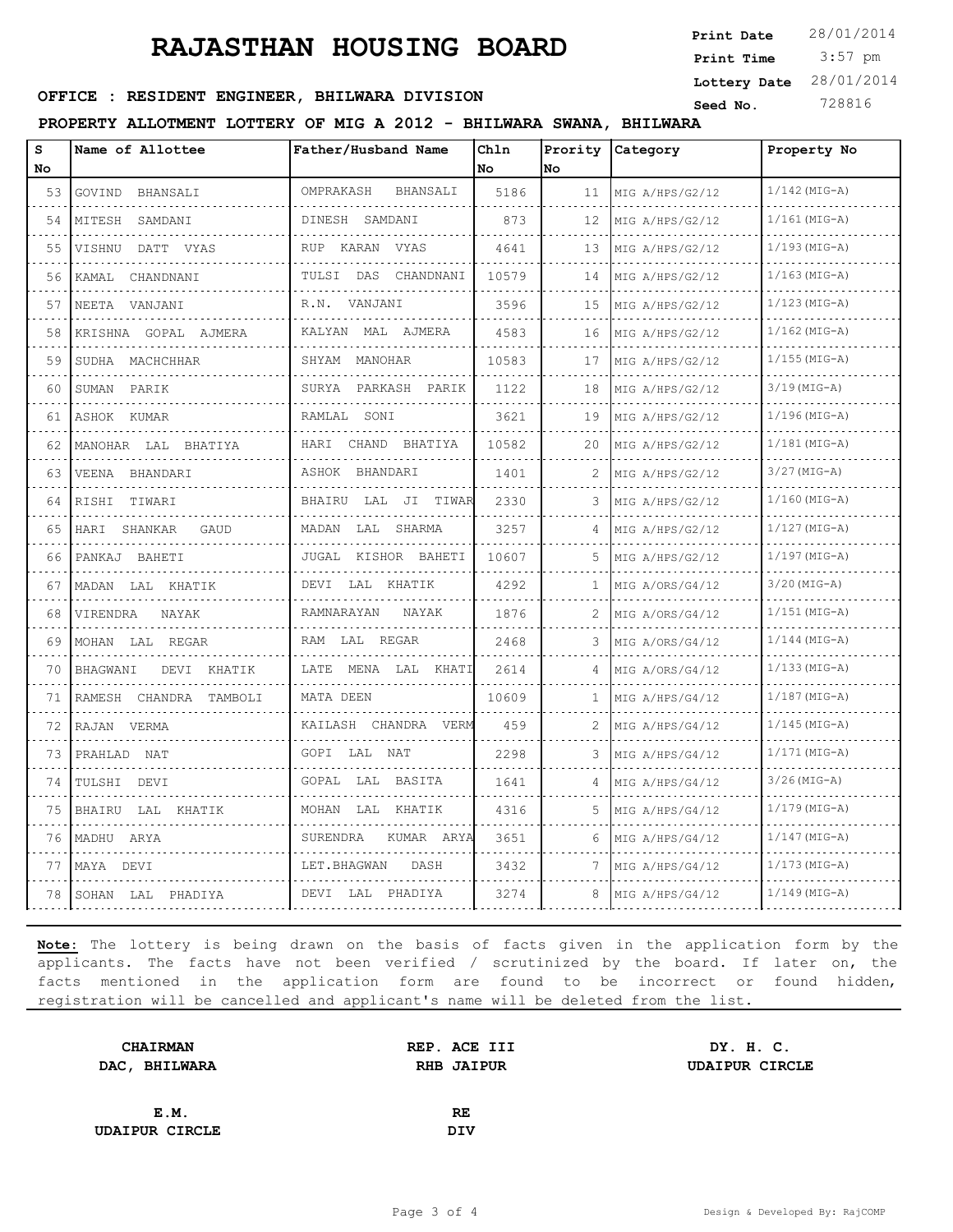# RAJASTHAN HOUSING BOARD

**Print Date** 28/01/2014
**Print Time** 3:57 pm
**Lottery Date** 28/01/2014
**Seed No.** 728816

**OFFICE : RESIDENT ENGINEER, BHILWARA DIVISION**

**PROPERTY ALLOTMENT LOTTERY OF MIG A 2012 - BHILWARA SWANA, BHILWARA**

| S No | Name of Allottee | Father/Husband Name | Chln No | Prority No | Category | Property No |
|---|---|---|---|---|---|---|
| 53 | GOVIND BHANSALI | OMPRAKASH BHANSALI | 5186 | 11 | MIG A/HPS/G2/12 | 1/142(MIG-A) |
| 54 | MITESH SAMDANI | DINESH SAMDANI | 873 | 12 | MIG A/HPS/G2/12 | 1/161(MIG-A) |
| 55 | VISHNU DATT VYAS | RUP KARAN VYAS | 4641 | 13 | MIG A/HPS/G2/12 | 1/193(MIG-A) |
| 56 | KAMAL CHANDNANI | TULSI DAS CHANDNANI | 10579 | 14 | MIG A/HPS/G2/12 | 1/163(MIG-A) |
| 57 | NEETA VANJANI | R.N. VANJANI | 3596 | 15 | MIG A/HPS/G2/12 | 1/123(MIG-A) |
| 58 | KRISHNA GOPAL AJMERA | KALYAN MAL AJMERA | 4583 | 16 | MIG A/HPS/G2/12 | 1/162(MIG-A) |
| 59 | SUDHA MACHCHHAR | SHYAM MANOHAR | 10583 | 17 | MIG A/HPS/G2/12 | 1/155(MIG-A) |
| 60 | SUMAN PARIK | SURYA PARKASH PARIK | 1122 | 18 | MIG A/HPS/G2/12 | 3/19(MIG-A) |
| 61 | ASHOK KUMAR | RAMLAL SONI | 3621 | 19 | MIG A/HPS/G2/12 | 1/196(MIG-A) |
| 62 | MANOHAR LAL BHATIYA | HARI CHAND BHATIYA | 10582 | 20 | MIG A/HPS/G2/12 | 1/181(MIG-A) |
| 63 | VEENA BHANDARI | ASHOK BHANDARI | 1401 | 2 | MIG A/HPS/G2/12 | 3/27(MIG-A) |
| 64 | RISHI TIWARI | BHAIRU LAL JI TIWAR | 2330 | 3 | MIG A/HPS/G2/12 | 1/160(MIG-A) |
| 65 | HARI SHANKAR GAUD | MADAN LAL SHARMA | 3257 | 4 | MIG A/HPS/G2/12 | 1/127(MIG-A) |
| 66 | PANKAJ BAHETI | JUGAL KISHOR BAHETI | 10607 | 5 | MIG A/HPS/G2/12 | 1/197(MIG-A) |
| 67 | MADAN LAL KHATIK | DEVI LAL KHATIK | 4292 | 1 | MIG A/ORS/G4/12 | 3/20(MIG-A) |
| 68 | VIRENDRA NAYAK | RAMNARAYAN NAYAK | 1876 | 2 | MIG A/ORS/G4/12 | 1/151(MIG-A) |
| 69 | MOHAN LAL REGAR | RAM LAL REGAR | 2468 | 3 | MIG A/ORS/G4/12 | 1/144(MIG-A) |
| 70 | BHAGWANI DEVI KHATIK | LATE MENA LAL KHATI | 2614 | 4 | MIG A/ORS/G4/12 | 1/133(MIG-A) |
| 71 | RAMESH CHANDRA TAMBOLI | MATA DEEN | 10609 | 1 | MIG A/HPS/G4/12 | 1/187(MIG-A) |
| 72 | RAJAN VERMA | KAILASH CHANDRA VERM | 459 | 2 | MIG A/HPS/G4/12 | 1/145(MIG-A) |
| 73 | PRAHLAD NAT | GOPI LAL NAT | 2298 | 3 | MIG A/HPS/G4/12 | 1/171(MIG-A) |
| 74 | TULSHI DEVI | GOPAL LAL BASITA | 1641 | 4 | MIG A/HPS/G4/12 | 3/26(MIG-A) |
| 75 | BHAIRU LAL KHATIK | MOHAN LAL KHATIK | 4316 | 5 | MIG A/HPS/G4/12 | 1/179(MIG-A) |
| 76 | MADHU ARYA | SURENDRA KUMAR ARYA | 3651 | 6 | MIG A/HPS/G4/12 | 1/147(MIG-A) |
| 77 | MAYA DEVI | LET.BHAGWAN DASH | 3432 | 7 | MIG A/HPS/G4/12 | 1/173(MIG-A) |
| 78 | SOHAN LAL PHADIYA | DEVI LAL PHADIYA | 3274 | 8 | MIG A/HPS/G4/12 | 1/149(MIG-A) |

**Note:** The lottery is being drawn on the basis of facts given in the application form by the applicants. The facts have not been verified / scrutinized by the board. If later on, the facts mentioned in the application form are found to be incorrect or found hidden, registration will be cancelled and applicant's name will be deleted from the list.

**CHAIRMAN**
**DAC, BHILWARA**

**REP. ACE III**
**RHB JAIPUR**

**DY. H. C.**
**UDAIPUR CIRCLE**

**E.M.**
**UDAIPUR CIRCLE**

**RE**
**DIV**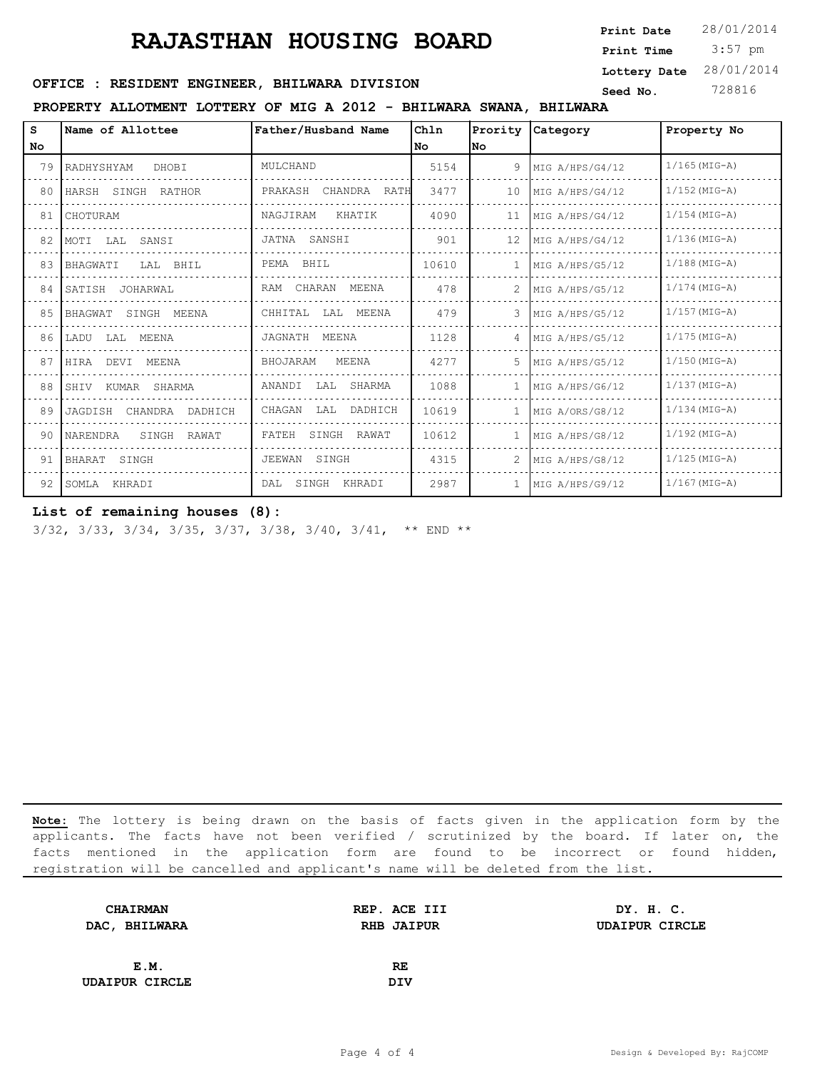# RAJASTHAN HOUSING BOARD

**Print Date** 28/01/2014
**Print Time** 3:57 pm
**Lottery Date** 28/01/2014
**Seed No.** 728816

**OFFICE : RESIDENT ENGINEER, BHILWARA DIVISION**

**PROPERTY ALLOTMENT LOTTERY OF MIG A 2012 - BHILWARA SWANA, BHILWARA**

| S No | Name of Allottee | Father/Husband Name | Chln No | Prority No | Category | Property No |
|---|---|---|---|---|---|---|
| 79 | RADHYSHYAM DHOBI | MULCHAND | 5154 | 9 | MIG A/HPS/G4/12 | 1/165(MIG-A) |
| 80 | HARSH SINGH RATHOR | PRAKASH CHANDRA RATH | 3477 | 10 | MIG A/HPS/G4/12 | 1/152(MIG-A) |
| 81 | CHOTURAM | NAGJIRAM KHATIK | 4090 | 11 | MIG A/HPS/G4/12 | 1/154(MIG-A) |
| 82 | MOTI LAL SANSI | JATNA SANSHI | 901 | 12 | MIG A/HPS/G4/12 | 1/136(MIG-A) |
| 83 | BHAGWATI LAL BHIL | PEMA BHIL | 10610 | 1 | MIG A/HPS/G5/12 | 1/188(MIG-A) |
| 84 | SATISH JOHARWAL | RAM CHARAN MEENA | 478 | 2 | MIG A/HPS/G5/12 | 1/174(MIG-A) |
| 85 | BHAGWAT SINGH MEENA | CHHITAL LAL MEENA | 479 | 3 | MIG A/HPS/G5/12 | 1/157(MIG-A) |
| 86 | LADU LAL MEENA | JAGNATH MEENA | 1128 | 4 | MIG A/HPS/G5/12 | 1/175(MIG-A) |
| 87 | HIRA DEVI MEENA | BHOJARAM MEENA | 4277 | 5 | MIG A/HPS/G5/12 | 1/150(MIG-A) |
| 88 | SHIV KUMAR SHARMA | ANANDI LAL SHARMA | 1088 | 1 | MIG A/HPS/G6/12 | 1/137(MIG-A) |
| 89 | JAGDISH CHANDRA DADHICH | CHAGAN LAL DADHICH | 10619 | 1 | MIG A/ORS/G8/12 | 1/134(MIG-A) |
| 90 | NARENDRA SINGH RAWAT | FATEH SINGH RAWAT | 10612 | 1 | MIG A/HPS/G8/12 | 1/192(MIG-A) |
| 91 | BHARAT SINGH | JEEWAN SINGH | 4315 | 2 | MIG A/HPS/G8/12 | 1/125(MIG-A) |
| 92 | SOMLA KHRADI | DAL SINGH KHRADI | 2987 | 1 | MIG A/HPS/G9/12 | 1/167(MIG-A) |

**List of remaining houses (8):**

3/32, 3/33, 3/34, 3/35, 3/37, 3/38, 3/40, 3/41, ** END **

**Note:** The lottery is being drawn on the basis of facts given in the application form by the applicants. The facts have not been verified / scrutinized by the board. If later on, the facts mentioned in the application form are found to be incorrect or found hidden, registration will be cancelled and applicant's name will be deleted from the list.

**CHAIRMAN**
**DAC, BHILWARA**

**REP. ACE III**
**RHB JAIPUR**

**DY. H. C.**
**UDAIPUR CIRCLE**

**E.M.**
**UDAIPUR CIRCLE**

**RE**
**DIV**

Design & Developed By: RajCOMP